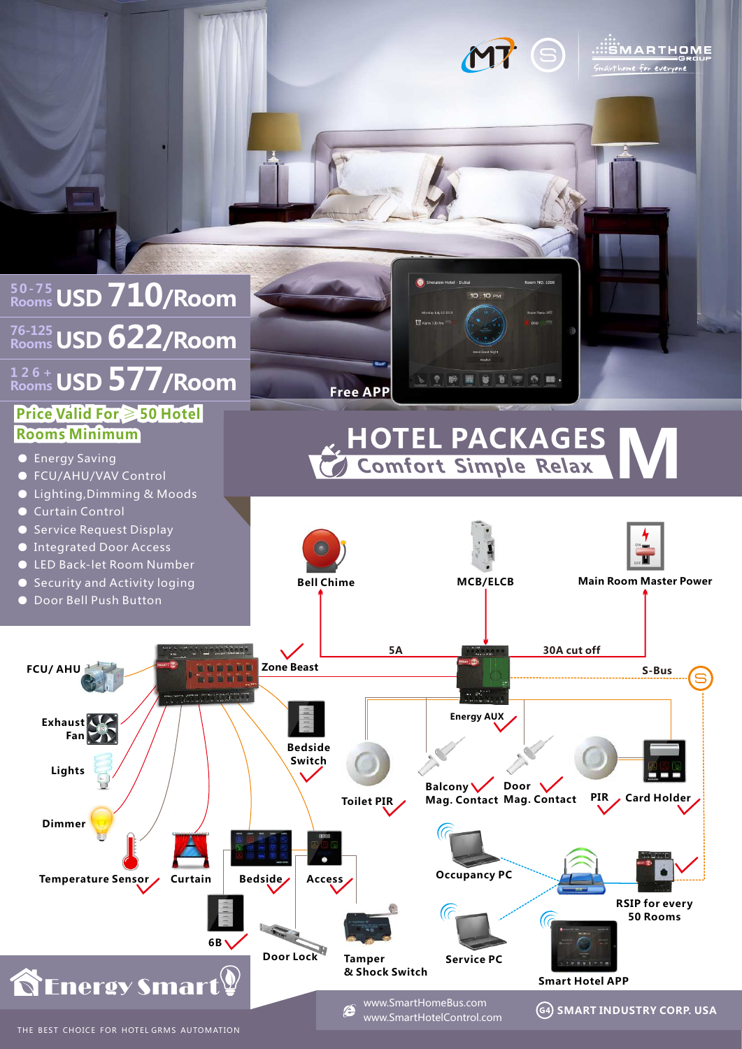SMARTHOME GROUP
Smarthome for everyone

| Rooms | Price |
|---|---|
| 50-75 Rooms | USD 710/Room |
| 76-125 Rooms | USD 622/Room |
| 126+ Rooms | USD 577/Room |

**Price Valid For ≥ 50 Hotel Rooms Minimum**

- Energy Saving
- FCU/AHU/VAV Control
- Lighting,Dimming & Moods
- Curtain Control
- Service Request Display
- Integrated Door Access
- LED Back-let Room Number
- Security and Activity loging
- Door Bell Push Button

Free APP

# HOTEL PACKAGES M

## Comfort Simple Relax

Bell Chime

MCB/ELCB

Main Room Master Power

5A

30A cut off

Zone Beast

S-Bus

FCU/ AHU

Exhaust Fan

Lights

Dimmer

Temperature Sensor

Curtain

Bedside

Access

6B

Door Lock

Tamper & Shock Switch

Bedside Switch

Energy AUX

Toilet PIR

Balcony Mag. Contact

Door Mag. Contact

PIR

Card Holder

Occupancy PC

Service PC

RSIP for every 50 Rooms

Smart Hotel APP

**Energy Smart**

THE BEST CHOICE FOR HOTEL GRMS AUTOMATION

www.SmartHomeBus.com
www.SmartHotelControl.com

SMART INDUSTRY CORP. USA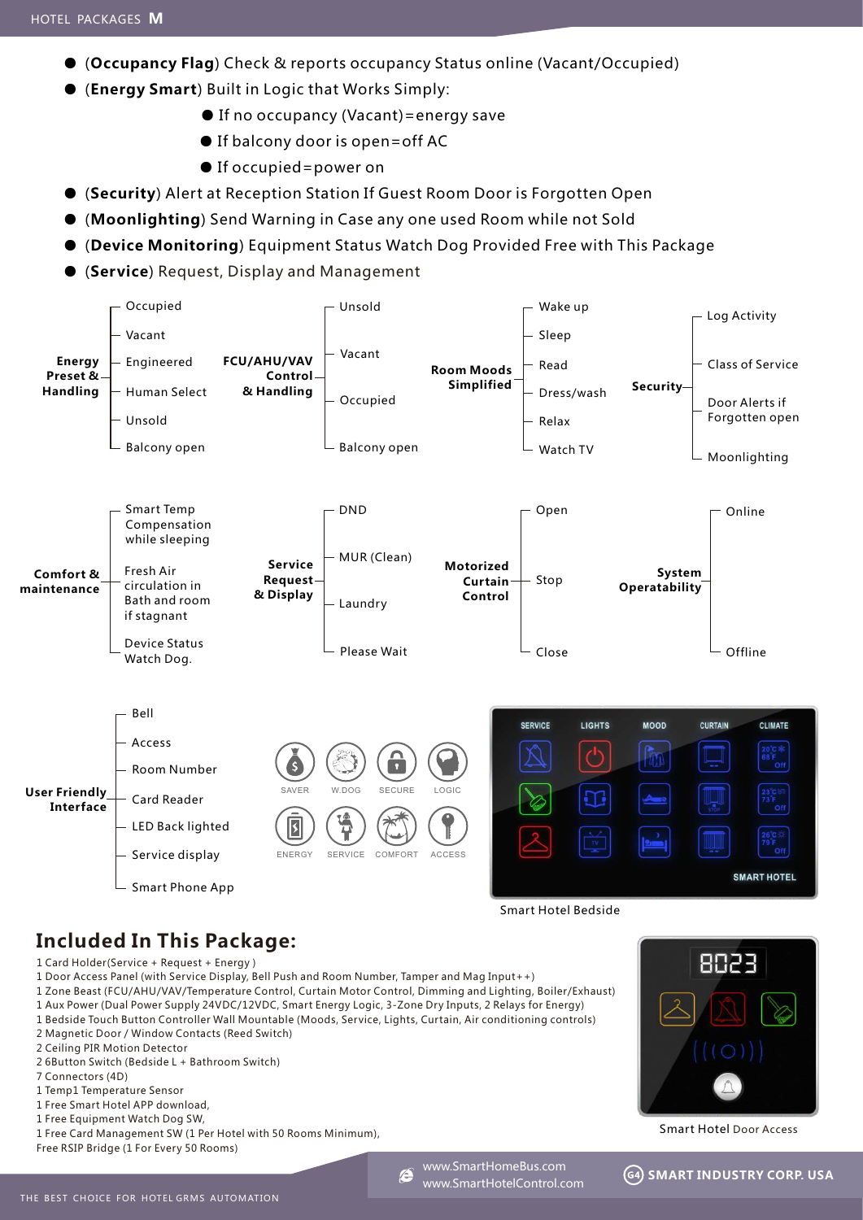- (**Occupancy Flag**) Check & reports occupancy Status online (Vacant/Occupied)
- (**Energy Smart**) Built in Logic that Works Simply:
  - If no occupancy (Vacant)=energy save
  - If balcony door is open=off AC
  - If occupied=power on
- (**Security**) Alert at Reception Station If Guest Room Door is Forgotten Open
- (**Moonlighting**) Send Warning in Case any one used Room while not Sold
- (**Device Monitoring**) Equipment Status Watch Dog Provided Free with This Package
- (**Service**) Request, Display and Management

**Energy Preset & Handling**
- Occupied
- Vacant
- Engineered
- Human Select
- Unsold
- Balcony open

**FCU/AHU/VAV Control & Handling**
- Unsold
- Vacant
- Occupied
- Balcony open

**Room Moods Simplified**
- Wake up
- Sleep
- Read
- Dress/wash
- Relax
- Watch TV

**Security**
- Log Activity
- Class of Service
- Door Alerts if Forgotten open
- Moonlighting

**Comfort & maintenance**
- Smart Temp Compensation while sleeping
- Fresh Air circulation in Bath and room if stagnant
- Device Status Watch Dog.

**Service Request & Display**
- DND
- MUR (Clean)
- Laundry
- Please Wait

**Motorized Curtain Control**
- Open
- Stop
- Close

**System Operatability**
- Online
- Offline

**User Friendly Interface**
- Bell
- Access
- Room Number
- Card Reader
- LED Back lighted
- Service display
- Smart Phone App

SAVER W.DOG SECURE LOGIC
ENERGY SERVICE COMFORT ACCESS

SERVICE LIGHTS MOOD CURTAIN CLIMATE
SMART HOTEL

Smart Hotel Bedside

## Included In This Package:

1 Card Holder(Service + Request + Energy )
1 Door Access Panel (with Service Display, Bell Push and Room Number, Tamper and Mag Input++)
1 Zone Beast (FCU/AHU/VAV/Temperature Control, Curtain Motor Control, Dimming and Lighting, Boiler/Exhaust)
1 Aux Power (Dual Power Supply 24VDC/12VDC, Smart Energy Logic, 3-Zone Dry Inputs, 2 Relays for Energy)
1 Bedside Touch Button Controller Wall Mountable (Moods, Service, Lights, Curtain, Air conditioning controls)
2 Magnetic Door / Window Contacts (Reed Switch)
2 Ceiling PIR Motion Detector
2 6Button Switch (Bedside L + Bathroom Switch)
7 Connectors (4D)
1 Temp1 Temperature Sensor
1 Free Smart Hotel APP download,
1 Free Equipment Watch Dog SW,
1 Free Card Management SW (1 Per Hotel with 50 Rooms Minimum),
Free RSIP Bridge (1 For Every 50 Rooms)

8023

Smart Hotel Door Access

www.SmartHomeBus.com
www.SmartHotelControl.com

SMART INDUSTRY CORP. USA